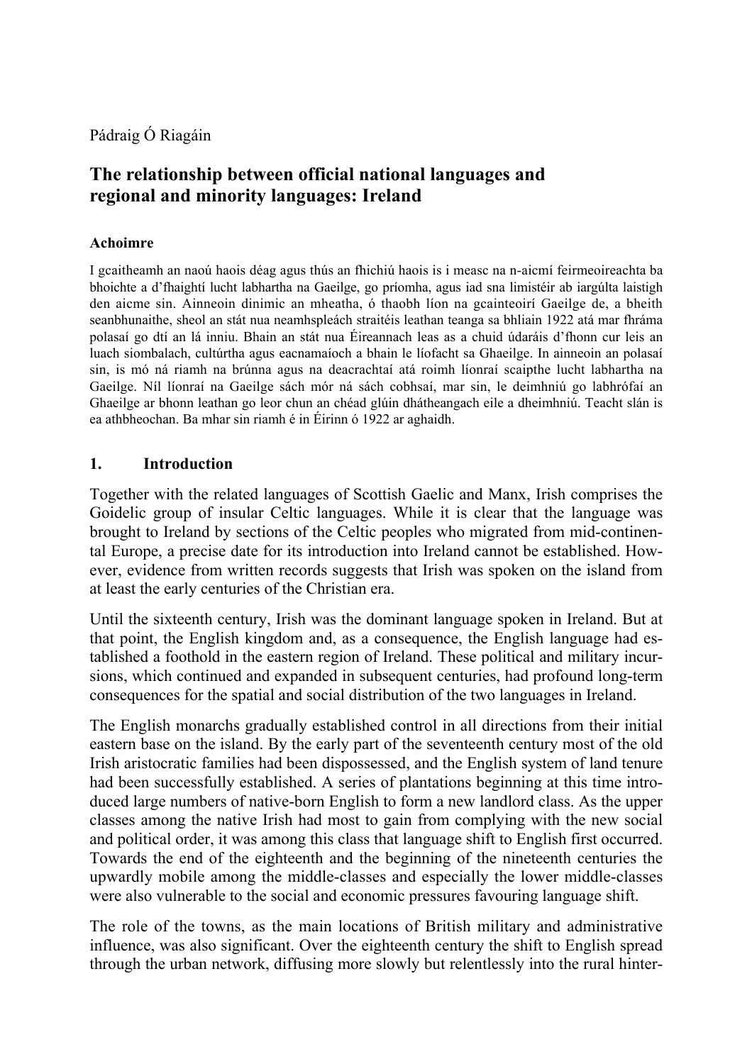Pádraig Ó Riagáin

## The relationship between official national languages and regional and minority languages: Ireland

### Achoimre

I gcaitheamh an naoú haois déag agus thús an fhichiú haois is i measc na n-aicmí feirmeoireachta ba bhoichte a d'fhaightí lucht labhartha na Gaeilge, go príomha, agus iad sna limistéir ab iargúlta laistigh den aicme sin. Ainneoin dinimic an mheatha, ó thaobh líon na gcainteoirí Gaeilge de, a bheith seanbhunaithe, sheol an stát nua neamhspleách straitéis leathan teanga sa bhliain 1922 atá mar fhráma polasaí go dtí an lá inniu. Bhain an stát nua Éireannach leas as a chuid údaráis d'fhonn cur leis an luach siombalach, cultúrtha agus eacnamaíoch a bhain le líofacht sa Ghaeilge. In ainneoin an polasaí sin, is mó ná riamh na brúnna agus na deacrachtaí atá roimh líonraí scaipthe lucht labhartha na Gaeilge. Níl líonraí na Gaeilge sách mór ná sách cobhsaí, mar sin, le deimhniú go labhrófaí an Ghaeilge ar bhonn leathan go leor chun an chéad glúin dhátheangach eile a dheimhniú. Teacht slán is ea athbheochan. Ba mhar sin riamh é in Éirinn ó 1922 ar aghaidh.

### 1. Introduction

Together with the related languages of Scottish Gaelic and Manx, Irish comprises the Goidelic group of insular Celtic languages. While it is clear that the language was brought to Ireland by sections of the Celtic peoples who migrated from mid-continental Europe, a precise date for its introduction into Ireland cannot be established. However, evidence from written records suggests that Irish was spoken on the island from at least the early centuries of the Christian era.

Until the sixteenth century, Irish was the dominant language spoken in Ireland. But at that point, the English kingdom and, as a consequence, the English language had established a foothold in the eastern region of Ireland. These political and military incursions, which continued and expanded in subsequent centuries, had profound long-term consequences for the spatial and social distribution of the two languages in Ireland.

The English monarchs gradually established control in all directions from their initial eastern base on the island. By the early part of the seventeenth century most of the old Irish aristocratic families had been dispossessed, and the English system of land tenure had been successfully established. A series of plantations beginning at this time introduced large numbers of native-born English to form a new landlord class. As the upper classes among the native Irish had most to gain from complying with the new social and political order, it was among this class that language shift to English first occurred. Towards the end of the eighteenth and the beginning of the nineteenth centuries the upwardly mobile among the middle-classes and especially the lower middle-classes were also vulnerable to the social and economic pressures favouring language shift.

The role of the towns, as the main locations of British military and administrative influence, was also significant. Over the eighteenth century the shift to English spread through the urban network, diffusing more slowly but relentlessly into the rural hinter-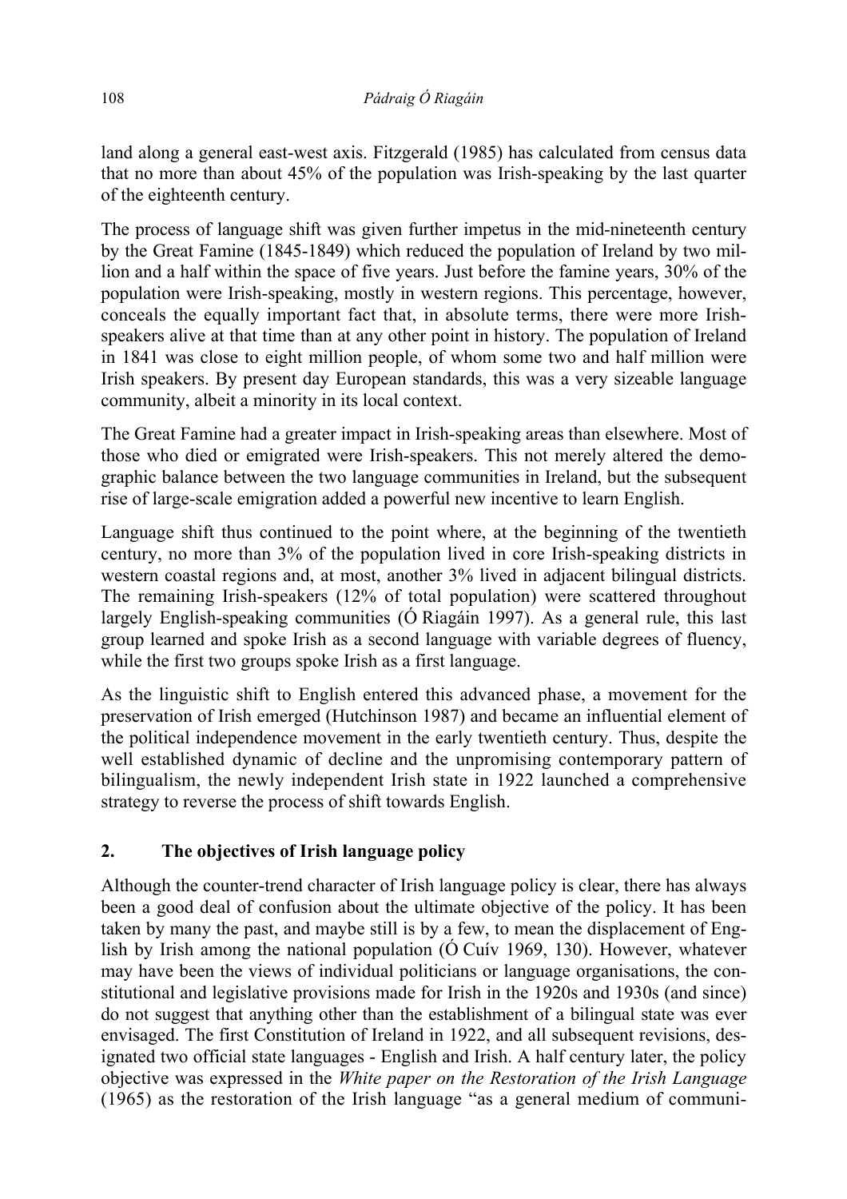land along a general east-west axis. Fitzgerald (1985) has calculated from census data that no more than about 45% of the population was Irish-speaking by the last quarter of the eighteenth century.

The process of language shift was given further impetus in the mid-nineteenth century by the Great Famine (1845-1849) which reduced the population of Ireland by two million and a half within the space of five years. Just before the famine years, 30% of the population were Irish-speaking, mostly in western regions. This percentage, however, conceals the equally important fact that, in absolute terms, there were more Irish-speakers alive at that time than at any other point in history. The population of Ireland in 1841 was close to eight million people, of whom some two and half million were Irish speakers. By present day European standards, this was a very sizeable language community, albeit a minority in its local context.

The Great Famine had a greater impact in Irish-speaking areas than elsewhere. Most of those who died or emigrated were Irish-speakers. This not merely altered the demographic balance between the two language communities in Ireland, but the subsequent rise of large-scale emigration added a powerful new incentive to learn English.

Language shift thus continued to the point where, at the beginning of the twentieth century, no more than 3% of the population lived in core Irish-speaking districts in western coastal regions and, at most, another 3% lived in adjacent bilingual districts. The remaining Irish-speakers (12% of total population) were scattered throughout largely English-speaking communities (Ó Riagáin 1997). As a general rule, this last group learned and spoke Irish as a second language with variable degrees of fluency, while the first two groups spoke Irish as a first language.

As the linguistic shift to English entered this advanced phase, a movement for the preservation of Irish emerged (Hutchinson 1987) and became an influential element of the political independence movement in the early twentieth century. Thus, despite the well established dynamic of decline and the unpromising contemporary pattern of bilingualism, the newly independent Irish state in 1922 launched a comprehensive strategy to reverse the process of shift towards English.

## 2. The objectives of Irish language policy

Although the counter-trend character of Irish language policy is clear, there has always been a good deal of confusion about the ultimate objective of the policy. It has been taken by many the past, and maybe still is by a few, to mean the displacement of English by Irish among the national population (Ó Cuív 1969, 130). However, whatever may have been the views of individual politicians or language organisations, the constitutional and legislative provisions made for Irish in the 1920s and 1930s (and since) do not suggest that anything other than the establishment of a bilingual state was ever envisaged. The first Constitution of Ireland in 1922, and all subsequent revisions, designated two official state languages - English and Irish. A half century later, the policy objective was expressed in the *White paper on the Restoration of the Irish Language* (1965) as the restoration of the Irish language "as a general medium of communi-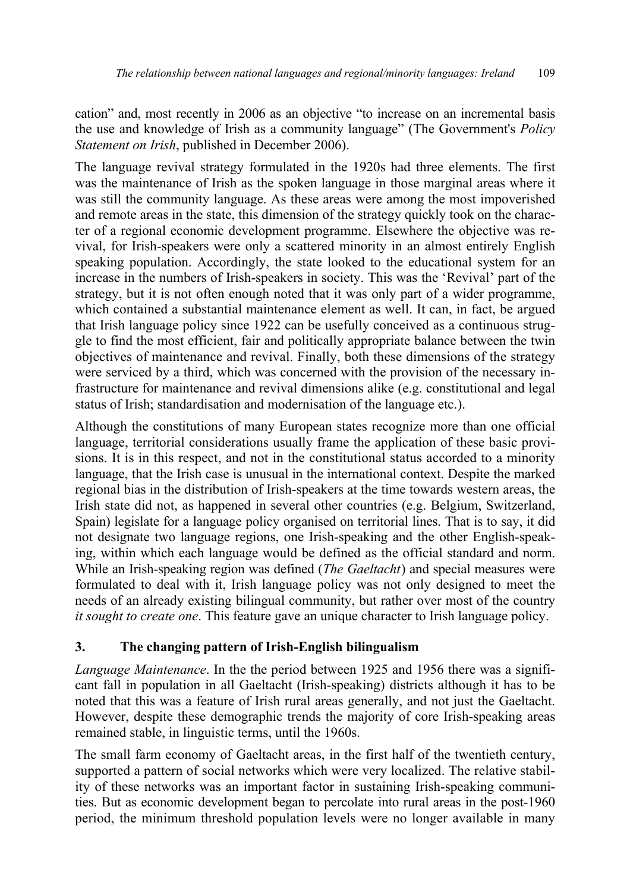cation" and, most recently in 2006 as an objective "to increase on an incremental basis the use and knowledge of Irish as a community language" (The Government's *Policy Statement on Irish*, published in December 2006).

The language revival strategy formulated in the 1920s had three elements. The first was the maintenance of Irish as the spoken language in those marginal areas where it was still the community language. As these areas were among the most impoverished and remote areas in the state, this dimension of the strategy quickly took on the character of a regional economic development programme. Elsewhere the objective was revival, for Irish-speakers were only a scattered minority in an almost entirely English speaking population. Accordingly, the state looked to the educational system for an increase in the numbers of Irish-speakers in society. This was the 'Revival' part of the strategy, but it is not often enough noted that it was only part of a wider programme, which contained a substantial maintenance element as well. It can, in fact, be argued that Irish language policy since 1922 can be usefully conceived as a continuous struggle to find the most efficient, fair and politically appropriate balance between the twin objectives of maintenance and revival. Finally, both these dimensions of the strategy were serviced by a third, which was concerned with the provision of the necessary infrastructure for maintenance and revival dimensions alike (e.g. constitutional and legal status of Irish; standardisation and modernisation of the language etc.).

Although the constitutions of many European states recognize more than one official language, territorial considerations usually frame the application of these basic provisions. It is in this respect, and not in the constitutional status accorded to a minority language, that the Irish case is unusual in the international context. Despite the marked regional bias in the distribution of Irish-speakers at the time towards western areas, the Irish state did not, as happened in several other countries (e.g. Belgium, Switzerland, Spain) legislate for a language policy organised on territorial lines. That is to say, it did not designate two language regions, one Irish-speaking and the other English-speaking, within which each language would be defined as the official standard and norm. While an Irish-speaking region was defined (*The Gaeltacht*) and special measures were formulated to deal with it, Irish language policy was not only designed to meet the needs of an already existing bilingual community, but rather over most of the country *it sought to create one*. This feature gave an unique character to Irish language policy.

## 3. The changing pattern of Irish-English bilingualism

*Language Maintenance*. In the the period between 1925 and 1956 there was a significant fall in population in all Gaeltacht (Irish-speaking) districts although it has to be noted that this was a feature of Irish rural areas generally, and not just the Gaeltacht. However, despite these demographic trends the majority of core Irish-speaking areas remained stable, in linguistic terms, until the 1960s.

The small farm economy of Gaeltacht areas, in the first half of the twentieth century, supported a pattern of social networks which were very localized. The relative stability of these networks was an important factor in sustaining Irish-speaking communities. But as economic development began to percolate into rural areas in the post-1960 period, the minimum threshold population levels were no longer available in many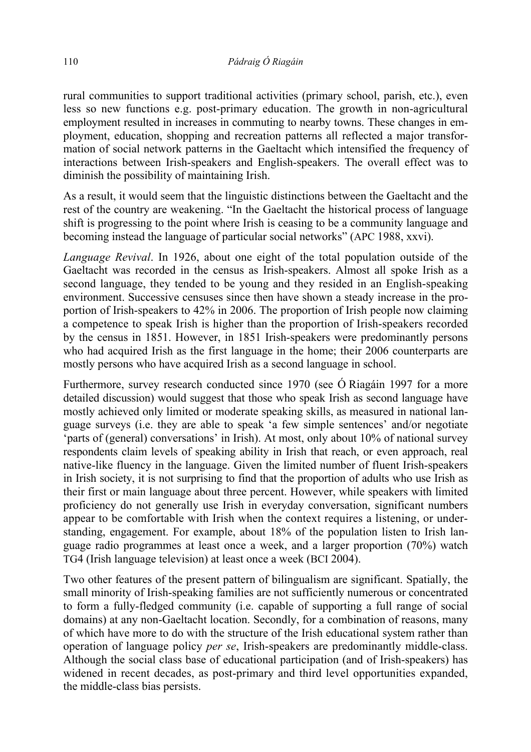rural communities to support traditional activities (primary school, parish, etc.), even less so new functions e.g. post-primary education. The growth in non-agricultural employment resulted in increases in commuting to nearby towns. These changes in employment, education, shopping and recreation patterns all reflected a major transformation of social network patterns in the Gaeltacht which intensified the frequency of interactions between Irish-speakers and English-speakers. The overall effect was to diminish the possibility of maintaining Irish.

As a result, it would seem that the linguistic distinctions between the Gaeltacht and the rest of the country are weakening. "In the Gaeltacht the historical process of language shift is progressing to the point where Irish is ceasing to be a community language and becoming instead the language of particular social networks" (APC 1988, xxvi).

*Language Revival*. In 1926, about one eight of the total population outside of the Gaeltacht was recorded in the census as Irish-speakers. Almost all spoke Irish as a second language, they tended to be young and they resided in an English-speaking environment. Successive censuses since then have shown a steady increase in the proportion of Irish-speakers to 42% in 2006. The proportion of Irish people now claiming a competence to speak Irish is higher than the proportion of Irish-speakers recorded by the census in 1851. However, in 1851 Irish-speakers were predominantly persons who had acquired Irish as the first language in the home; their 2006 counterparts are mostly persons who have acquired Irish as a second language in school.

Furthermore, survey research conducted since 1970 (see Ó Riagáin 1997 for a more detailed discussion) would suggest that those who speak Irish as second language have mostly achieved only limited or moderate speaking skills, as measured in national language surveys (i.e. they are able to speak 'a few simple sentences' and/or negotiate 'parts of (general) conversations' in Irish). At most, only about 10% of national survey respondents claim levels of speaking ability in Irish that reach, or even approach, real native-like fluency in the language. Given the limited number of fluent Irish-speakers in Irish society, it is not surprising to find that the proportion of adults who use Irish as their first or main language about three percent. However, while speakers with limited proficiency do not generally use Irish in everyday conversation, significant numbers appear to be comfortable with Irish when the context requires a listening, or understanding, engagement. For example, about 18% of the population listen to Irish language radio programmes at least once a week, and a larger proportion (70%) watch TG4 (Irish language television) at least once a week (BCI 2004).

Two other features of the present pattern of bilingualism are significant. Spatially, the small minority of Irish-speaking families are not sufficiently numerous or concentrated to form a fully-fledged community (i.e. capable of supporting a full range of social domains) at any non-Gaeltacht location. Secondly, for a combination of reasons, many of which have more to do with the structure of the Irish educational system rather than operation of language policy *per se*, Irish-speakers are predominantly middle-class. Although the social class base of educational participation (and of Irish-speakers) has widened in recent decades, as post-primary and third level opportunities expanded, the middle-class bias persists.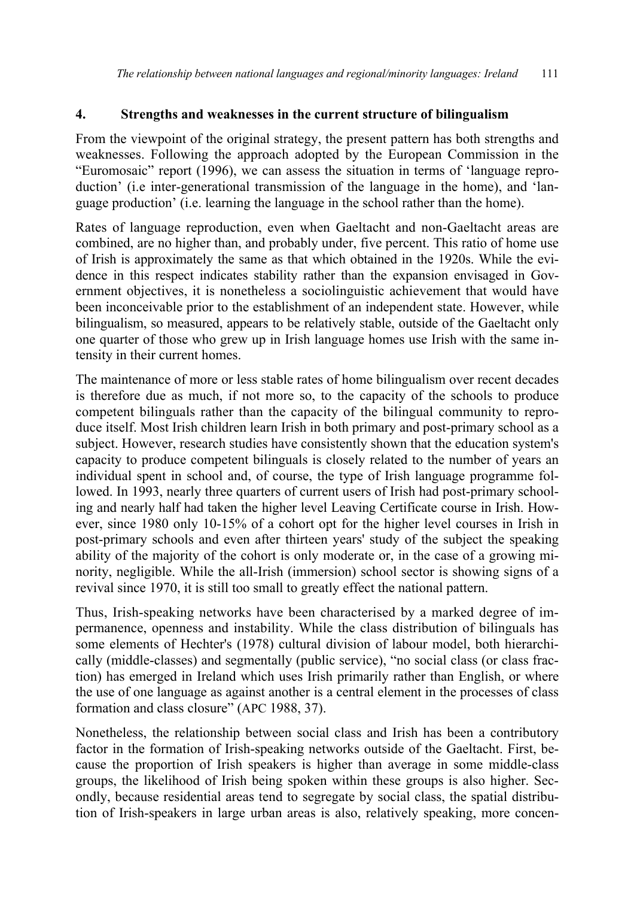## 4. Strengths and weaknesses in the current structure of bilingualism

From the viewpoint of the original strategy, the present pattern has both strengths and weaknesses. Following the approach adopted by the European Commission in the "Euromosaic" report (1996), we can assess the situation in terms of 'language reproduction' (i.e inter-generational transmission of the language in the home), and 'language production' (i.e. learning the language in the school rather than the home).

Rates of language reproduction, even when Gaeltacht and non-Gaeltacht areas are combined, are no higher than, and probably under, five percent. This ratio of home use of Irish is approximately the same as that which obtained in the 1920s. While the evidence in this respect indicates stability rather than the expansion envisaged in Government objectives, it is nonetheless a sociolinguistic achievement that would have been inconceivable prior to the establishment of an independent state. However, while bilingualism, so measured, appears to be relatively stable, outside of the Gaeltacht only one quarter of those who grew up in Irish language homes use Irish with the same intensity in their current homes.

The maintenance of more or less stable rates of home bilingualism over recent decades is therefore due as much, if not more so, to the capacity of the schools to produce competent bilinguals rather than the capacity of the bilingual community to reproduce itself. Most Irish children learn Irish in both primary and post-primary school as a subject. However, research studies have consistently shown that the education system's capacity to produce competent bilinguals is closely related to the number of years an individual spent in school and, of course, the type of Irish language programme followed. In 1993, nearly three quarters of current users of Irish had post-primary schooling and nearly half had taken the higher level Leaving Certificate course in Irish. However, since 1980 only 10-15% of a cohort opt for the higher level courses in Irish in post-primary schools and even after thirteen years' study of the subject the speaking ability of the majority of the cohort is only moderate or, in the case of a growing minority, negligible. While the all-Irish (immersion) school sector is showing signs of a revival since 1970, it is still too small to greatly effect the national pattern.

Thus, Irish-speaking networks have been characterised by a marked degree of impermanence, openness and instability. While the class distribution of bilinguals has some elements of Hechter's (1978) cultural division of labour model, both hierarchically (middle-classes) and segmentally (public service), "no social class (or class fraction) has emerged in Ireland which uses Irish primarily rather than English, or where the use of one language as against another is a central element in the processes of class formation and class closure" (APC 1988, 37).

Nonetheless, the relationship between social class and Irish has been a contributory factor in the formation of Irish-speaking networks outside of the Gaeltacht. First, because the proportion of Irish speakers is higher than average in some middle-class groups, the likelihood of Irish being spoken within these groups is also higher. Secondly, because residential areas tend to segregate by social class, the spatial distribution of Irish-speakers in large urban areas is also, relatively speaking, more concen-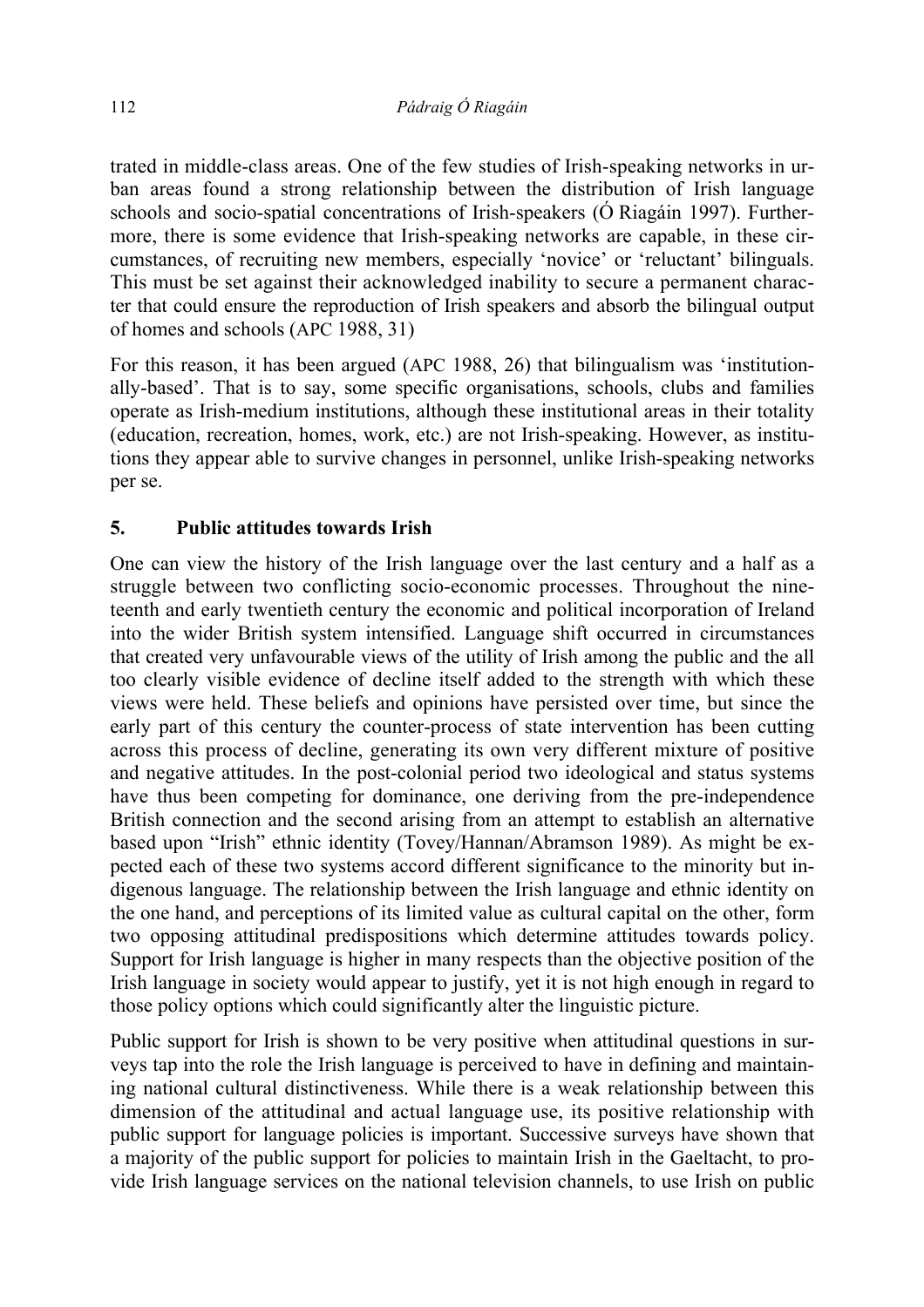trated in middle-class areas. One of the few studies of Irish-speaking networks in urban areas found a strong relationship between the distribution of Irish language schools and socio-spatial concentrations of Irish-speakers (Ó Riagáin 1997). Furthermore, there is some evidence that Irish-speaking networks are capable, in these circumstances, of recruiting new members, especially 'novice' or 'reluctant' bilinguals. This must be set against their acknowledged inability to secure a permanent character that could ensure the reproduction of Irish speakers and absorb the bilingual output of homes and schools (APC 1988, 31)

For this reason, it has been argued (APC 1988, 26) that bilingualism was 'institutionally-based'. That is to say, some specific organisations, schools, clubs and families operate as Irish-medium institutions, although these institutional areas in their totality (education, recreation, homes, work, etc.) are not Irish-speaking. However, as institutions they appear able to survive changes in personnel, unlike Irish-speaking networks per se.

## 5. Public attitudes towards Irish

One can view the history of the Irish language over the last century and a half as a struggle between two conflicting socio-economic processes. Throughout the nineteenth and early twentieth century the economic and political incorporation of Ireland into the wider British system intensified. Language shift occurred in circumstances that created very unfavourable views of the utility of Irish among the public and the all too clearly visible evidence of decline itself added to the strength with which these views were held. These beliefs and opinions have persisted over time, but since the early part of this century the counter-process of state intervention has been cutting across this process of decline, generating its own very different mixture of positive and negative attitudes. In the post-colonial period two ideological and status systems have thus been competing for dominance, one deriving from the pre-independence British connection and the second arising from an attempt to establish an alternative based upon "Irish" ethnic identity (Tovey/Hannan/Abramson 1989). As might be expected each of these two systems accord different significance to the minority but indigenous language. The relationship between the Irish language and ethnic identity on the one hand, and perceptions of its limited value as cultural capital on the other, form two opposing attitudinal predispositions which determine attitudes towards policy. Support for Irish language is higher in many respects than the objective position of the Irish language in society would appear to justify, yet it is not high enough in regard to those policy options which could significantly alter the linguistic picture.

Public support for Irish is shown to be very positive when attitudinal questions in surveys tap into the role the Irish language is perceived to have in defining and maintaining national cultural distinctiveness. While there is a weak relationship between this dimension of the attitudinal and actual language use, its positive relationship with public support for language policies is important. Successive surveys have shown that a majority of the public support for policies to maintain Irish in the Gaeltacht, to provide Irish language services on the national television channels, to use Irish on public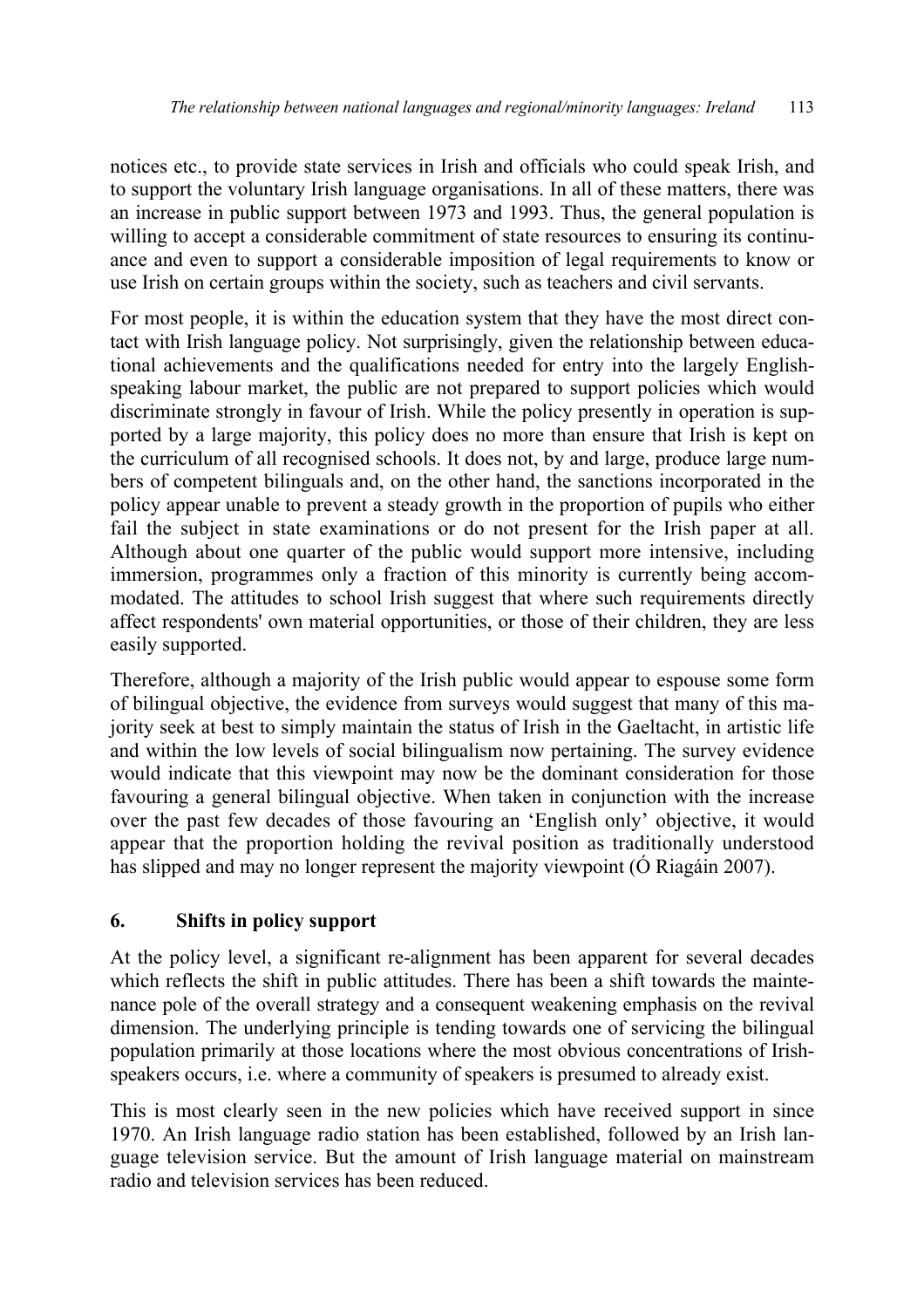notices etc., to provide state services in Irish and officials who could speak Irish, and to support the voluntary Irish language organisations. In all of these matters, there was an increase in public support between 1973 and 1993. Thus, the general population is willing to accept a considerable commitment of state resources to ensuring its continuance and even to support a considerable imposition of legal requirements to know or use Irish on certain groups within the society, such as teachers and civil servants.

For most people, it is within the education system that they have the most direct contact with Irish language policy. Not surprisingly, given the relationship between educational achievements and the qualifications needed for entry into the largely English-speaking labour market, the public are not prepared to support policies which would discriminate strongly in favour of Irish. While the policy presently in operation is supported by a large majority, this policy does no more than ensure that Irish is kept on the curriculum of all recognised schools. It does not, by and large, produce large numbers of competent bilinguals and, on the other hand, the sanctions incorporated in the policy appear unable to prevent a steady growth in the proportion of pupils who either fail the subject in state examinations or do not present for the Irish paper at all. Although about one quarter of the public would support more intensive, including immersion, programmes only a fraction of this minority is currently being accommodated. The attitudes to school Irish suggest that where such requirements directly affect respondents' own material opportunities, or those of their children, they are less easily supported.

Therefore, although a majority of the Irish public would appear to espouse some form of bilingual objective, the evidence from surveys would suggest that many of this majority seek at best to simply maintain the status of Irish in the Gaeltacht, in artistic life and within the low levels of social bilingualism now pertaining. The survey evidence would indicate that this viewpoint may now be the dominant consideration for those favouring a general bilingual objective. When taken in conjunction with the increase over the past few decades of those favouring an 'English only' objective, it would appear that the proportion holding the revival position as traditionally understood has slipped and may no longer represent the majority viewpoint (Ó Riagáin 2007).

## 6. Shifts in policy support

At the policy level, a significant re-alignment has been apparent for several decades which reflects the shift in public attitudes. There has been a shift towards the maintenance pole of the overall strategy and a consequent weakening emphasis on the revival dimension. The underlying principle is tending towards one of servicing the bilingual population primarily at those locations where the most obvious concentrations of Irish-speakers occurs, i.e. where a community of speakers is presumed to already exist.

This is most clearly seen in the new policies which have received support in since 1970. An Irish language radio station has been established, followed by an Irish language television service. But the amount of Irish language material on mainstream radio and television services has been reduced.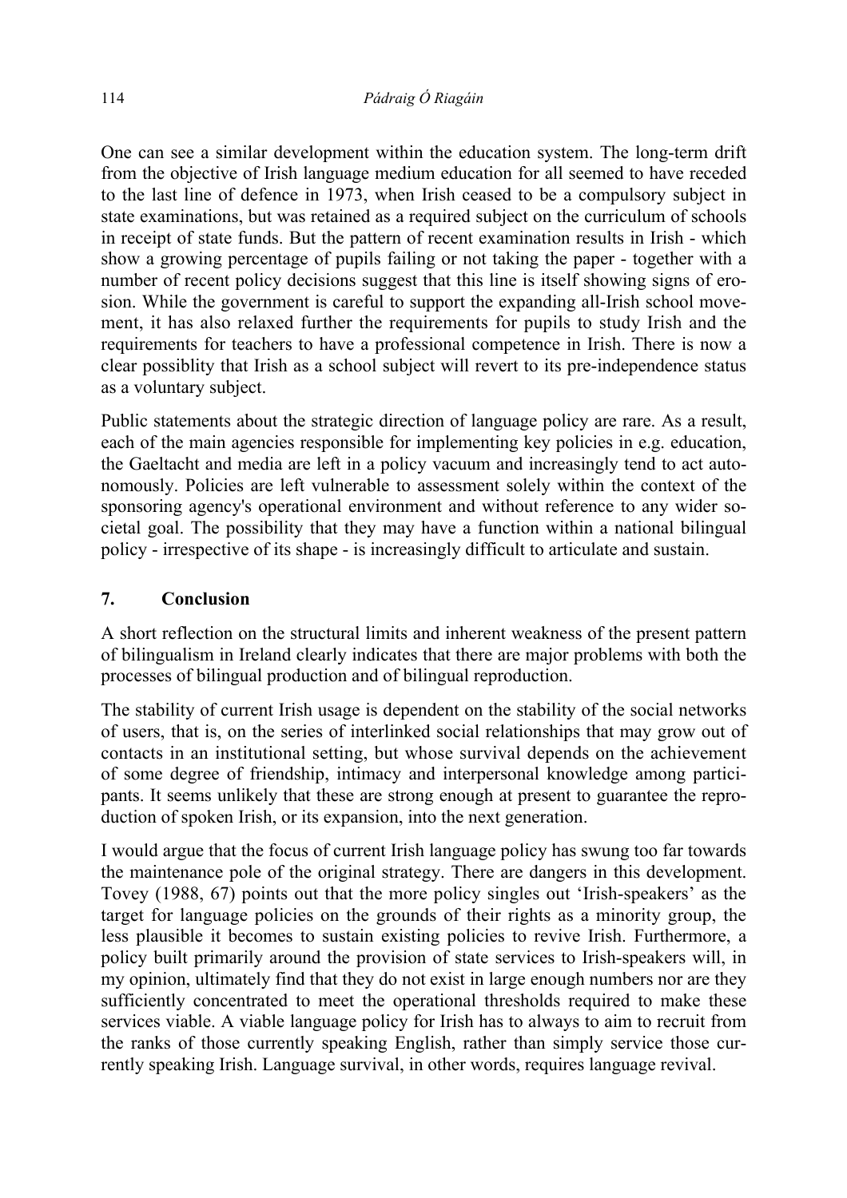One can see a similar development within the education system. The long-term drift from the objective of Irish language medium education for all seemed to have receded to the last line of defence in 1973, when Irish ceased to be a compulsory subject in state examinations, but was retained as a required subject on the curriculum of schools in receipt of state funds. But the pattern of recent examination results in Irish - which show a growing percentage of pupils failing or not taking the paper - together with a number of recent policy decisions suggest that this line is itself showing signs of erosion. While the government is careful to support the expanding all-Irish school movement, it has also relaxed further the requirements for pupils to study Irish and the requirements for teachers to have a professional competence in Irish. There is now a clear possiblity that Irish as a school subject will revert to its pre-independence status as a voluntary subject.

Public statements about the strategic direction of language policy are rare. As a result, each of the main agencies responsible for implementing key policies in e.g. education, the Gaeltacht and media are left in a policy vacuum and increasingly tend to act autonomously. Policies are left vulnerable to assessment solely within the context of the sponsoring agency's operational environment and without reference to any wider societal goal. The possibility that they may have a function within a national bilingual policy - irrespective of its shape - is increasingly difficult to articulate and sustain.

## 7. Conclusion

A short reflection on the structural limits and inherent weakness of the present pattern of bilingualism in Ireland clearly indicates that there are major problems with both the processes of bilingual production and of bilingual reproduction.

The stability of current Irish usage is dependent on the stability of the social networks of users, that is, on the series of interlinked social relationships that may grow out of contacts in an institutional setting, but whose survival depends on the achievement of some degree of friendship, intimacy and interpersonal knowledge among participants. It seems unlikely that these are strong enough at present to guarantee the reproduction of spoken Irish, or its expansion, into the next generation.

I would argue that the focus of current Irish language policy has swung too far towards the maintenance pole of the original strategy. There are dangers in this development. Tovey (1988, 67) points out that the more policy singles out 'Irish-speakers' as the target for language policies on the grounds of their rights as a minority group, the less plausible it becomes to sustain existing policies to revive Irish. Furthermore, a policy built primarily around the provision of state services to Irish-speakers will, in my opinion, ultimately find that they do not exist in large enough numbers nor are they sufficiently concentrated to meet the operational thresholds required to make these services viable. A viable language policy for Irish has to always to aim to recruit from the ranks of those currently speaking English, rather than simply service those currently speaking Irish. Language survival, in other words, requires language revival.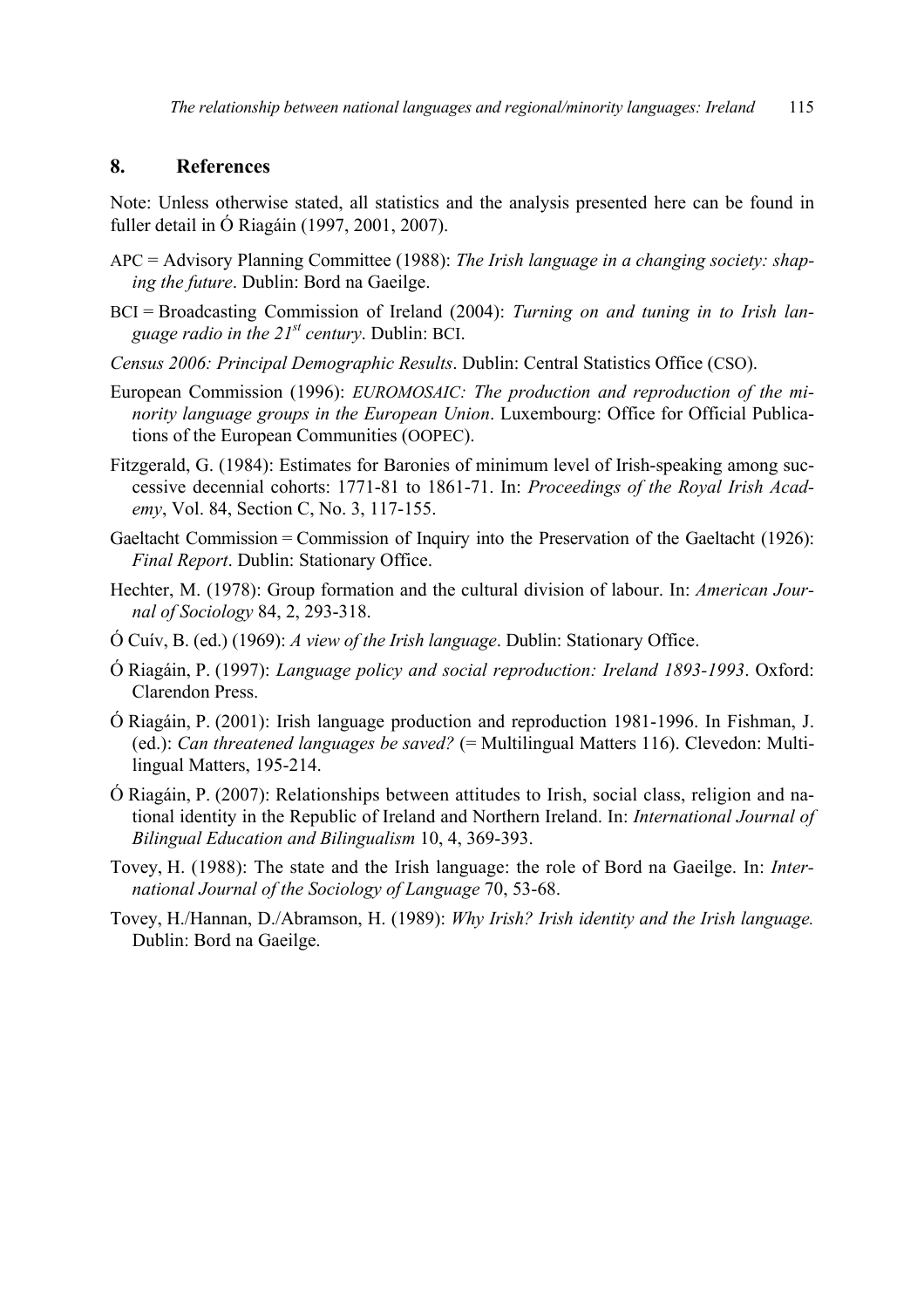## 8. References

Note: Unless otherwise stated, all statistics and the analysis presented here can be found in fuller detail in Ó Riagáin (1997, 2001, 2007).

APC = Advisory Planning Committee (1988): *The Irish language in a changing society: shaping the future*. Dublin: Bord na Gaeilge.

BCI = Broadcasting Commission of Ireland (2004): *Turning on and tuning in to Irish language radio in the 21st century*. Dublin: BCI.

*Census 2006: Principal Demographic Results*. Dublin: Central Statistics Office (CSO).

European Commission (1996): *EUROMOSAIC: The production and reproduction of the minority language groups in the European Union*. Luxembourg: Office for Official Publications of the European Communities (OOPEC).

Fitzgerald, G. (1984): Estimates for Baronies of minimum level of Irish-speaking among successive decennial cohorts: 1771-81 to 1861-71. In: *Proceedings of the Royal Irish Academy*, Vol. 84, Section C, No. 3, 117-155.

Gaeltacht Commission = Commission of Inquiry into the Preservation of the Gaeltacht (1926): *Final Report*. Dublin: Stationary Office.

Hechter, M. (1978): Group formation and the cultural division of labour. In: *American Journal of Sociology* 84, 2, 293-318.

Ó Cuív, B. (ed.) (1969): *A view of the Irish language*. Dublin: Stationary Office.

Ó Riagáin, P. (1997): *Language policy and social reproduction: Ireland 1893-1993*. Oxford: Clarendon Press.

Ó Riagáin, P. (2001): Irish language production and reproduction 1981-1996. In Fishman, J. (ed.): *Can threatened languages be saved?* (= Multilingual Matters 116). Clevedon: Multilingual Matters, 195-214.

Ó Riagáin, P. (2007): Relationships between attitudes to Irish, social class, religion and national identity in the Republic of Ireland and Northern Ireland. In: *International Journal of Bilingual Education and Bilingualism* 10, 4, 369-393.

Tovey, H. (1988): The state and the Irish language: the role of Bord na Gaeilge. In: *International Journal of the Sociology of Language* 70, 53-68.

Tovey, H./Hannan, D./Abramson, H. (1989): *Why Irish? Irish identity and the Irish language.* Dublin: Bord na Gaeilge.